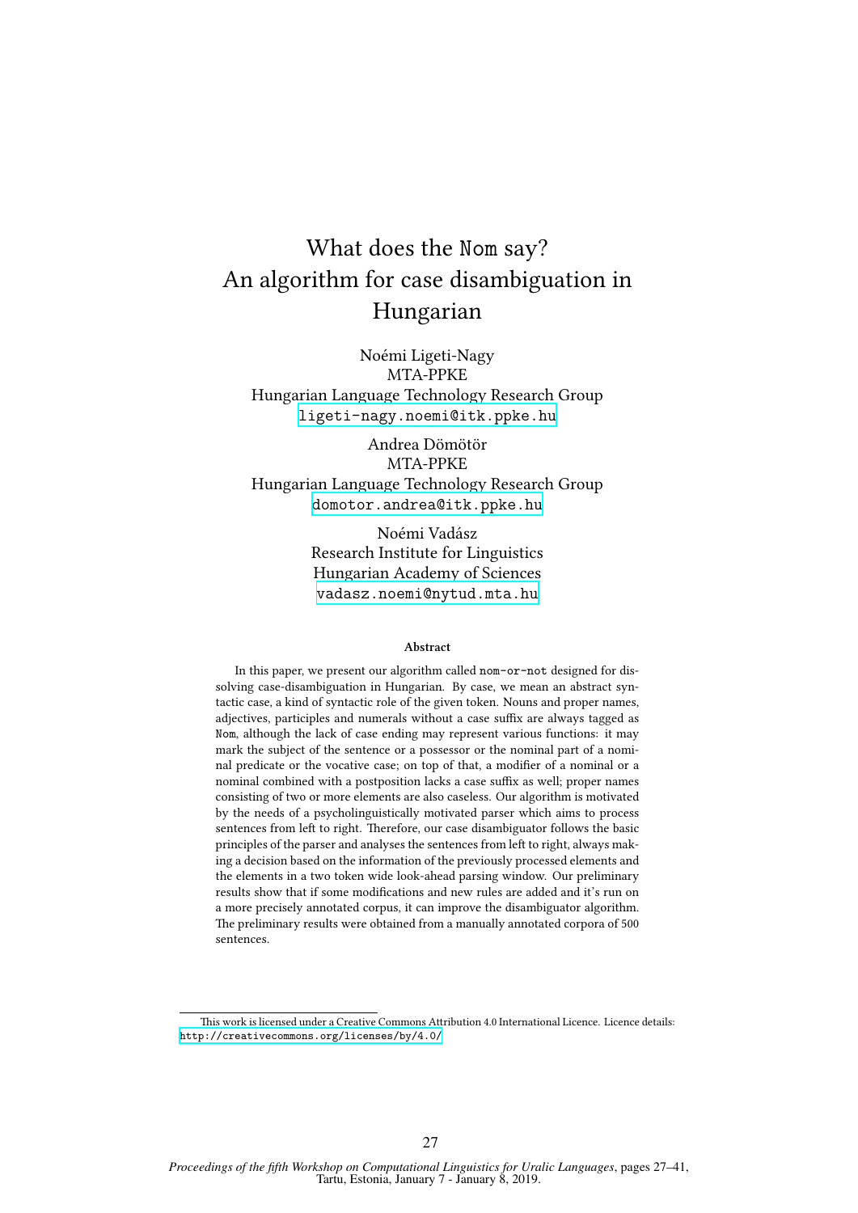# What does the `Nom` say? An algorithm for case disambiguation in Hungarian

Noémi Ligeti-Nagy
MTA-PPKE
Hungarian Language Technology Research Group
ligeti-nagy.noemi@itk.ppke.hu

Andrea Dömötör
MTA-PPKE
Hungarian Language Technology Research Group
domotor.andrea@itk.ppke.hu

Noémi Vadász
Research Institute for Linguistics
Hungarian Academy of Sciences
vadasz.noemi@nytud.mta.hu

### Abstract

In this paper, we present our algorithm called `nom-or-not` designed for dissolving case-disambiguation in Hungarian. By case, we mean an abstract syntactic case, a kind of syntactic role of the given token. Nouns and proper names, adjectives, participles and numerals without a case suffix are always tagged as `Nom`, although the lack of case ending may represent various functions: it may mark the subject of the sentence or a possessor or the nominal part of a nominal predicate or the vocative case; on top of that, a modifier of a nominal or a nominal combined with a postposition lacks a case suffix as well; proper names consisting of two or more elements are also caseless. Our algorithm is motivated by the needs of a psycholinguistically motivated parser which aims to process sentences from left to right. Therefore, our case disambiguator follows the basic principles of the parser and analyses the sentences from left to right, always making a decision based on the information of the previously processed elements and the elements in a two token wide look-ahead parsing window. Our preliminary results show that if some modifications and new rules are added and it's run on a more precisely annotated corpus, it can improve the disambiguator algorithm. The preliminary results were obtained from a manually annotated corpora of 500 sentences.

This work is licensed under a Creative Commons Attribution 4.0 International Licence. Licence details: http://creativecommons.org/licenses/by/4.0/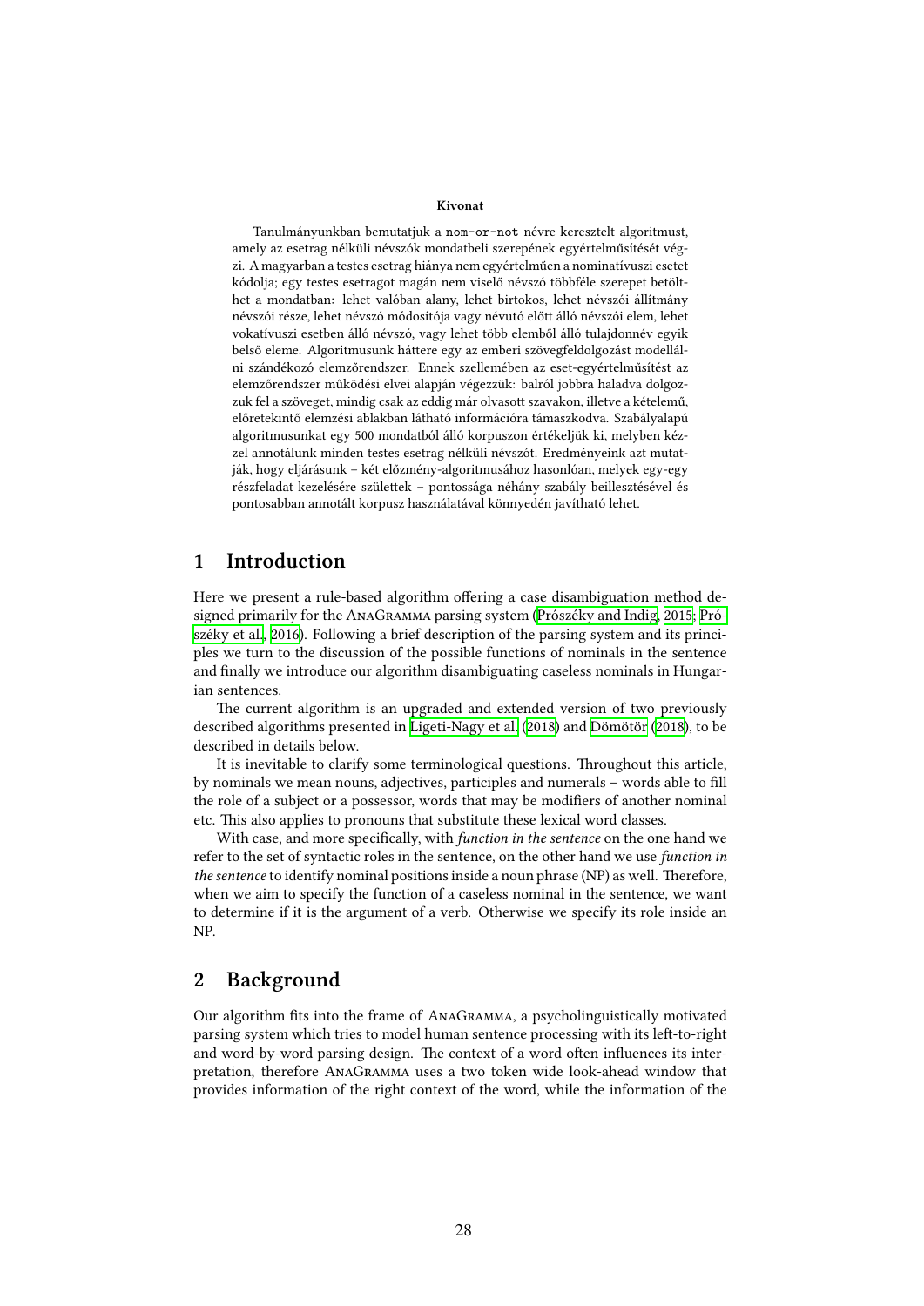**Kivonat**

Tanulmányunkban bemutatjuk a `nom-or-not` névre keresztelt algoritmust, amely az esetrag nélküli névszók mondatbeli szerepének egyértelműsítését végzi. A magyarban a testes esetrag hiánya nem egyértelműen a nominatívuszi esetet kódolja; egy testes esetragot magán nem viselő névszó többféle szerepet betölthet a mondatban: lehet valóban alany, lehet birtokos, lehet névszói állítmány névszói része, lehet névszó módosítója vagy névutó előtt álló névszói elem, lehet vokatívuszi esetben álló névszó, vagy lehet több elemből álló tulajdonnév egyik belső eleme. Algoritmusunk háttere egy az emberi szövegfeldolgozást modellálni szándékozó elemzőrendszer. Ennek szellemében az eset-egyértelműsítést az elemzőrendszer működési elvei alapján végezzük: balról jobbra haladva dolgozzuk fel a szöveget, mindig csak az eddig már olvasott szavakon, illetve a kételemű, előretekintő elemzési ablakban látható információra támaszkodva. Szabályalapú algoritmusunkat egy 500 mondatból álló korpuszon értékeljük ki, melyben kézzel annotálunk minden testes esetrag nélküli névszót. Eredményeink azt mutatják, hogy eljárásunk – két előzmény-algoritmusához hasonlóan, melyek egy-egy részfeladat kezelésére születtek – pontossága néhány szabály beillesztésével és pontosabban annotált korpusz használatával könnyedén javítható lehet.

## 1 Introduction

Here we present a rule-based algorithm offering a case disambiguation method designed primarily for the AnaGramma parsing system (Prószéky and Indig, 2015; Prószéky et al., 2016). Following a brief description of the parsing system and its principles we turn to the discussion of the possible functions of nominals in the sentence and finally we introduce our algorithm disambiguating caseless nominals in Hungarian sentences.

The current algorithm is an upgraded and extended version of two previously described algorithms presented in Ligeti-Nagy et al. (2018) and Dömötör (2018), to be described in details below.

It is inevitable to clarify some terminological questions. Throughout this article, by nominals we mean nouns, adjectives, participles and numerals – words able to fill the role of a subject or a possessor, words that may be modifiers of another nominal etc. This also applies to pronouns that substitute these lexical word classes.

With case, and more specifically, with *function in the sentence* on the one hand we refer to the set of syntactic roles in the sentence, on the other hand we use *function in the sentence* to identify nominal positions inside a noun phrase (NP) as well. Therefore, when we aim to specify the function of a caseless nominal in the sentence, we want to determine if it is the argument of a verb. Otherwise we specify its role inside an NP.

## 2 Background

Our algorithm fits into the frame of AnaGramma, a psycholinguistically motivated parsing system which tries to model human sentence processing with its left-to-right and word-by-word parsing design. The context of a word often influences its interpretation, therefore AnaGramma uses a two token wide look-ahead window that provides information of the right context of the word, while the information of the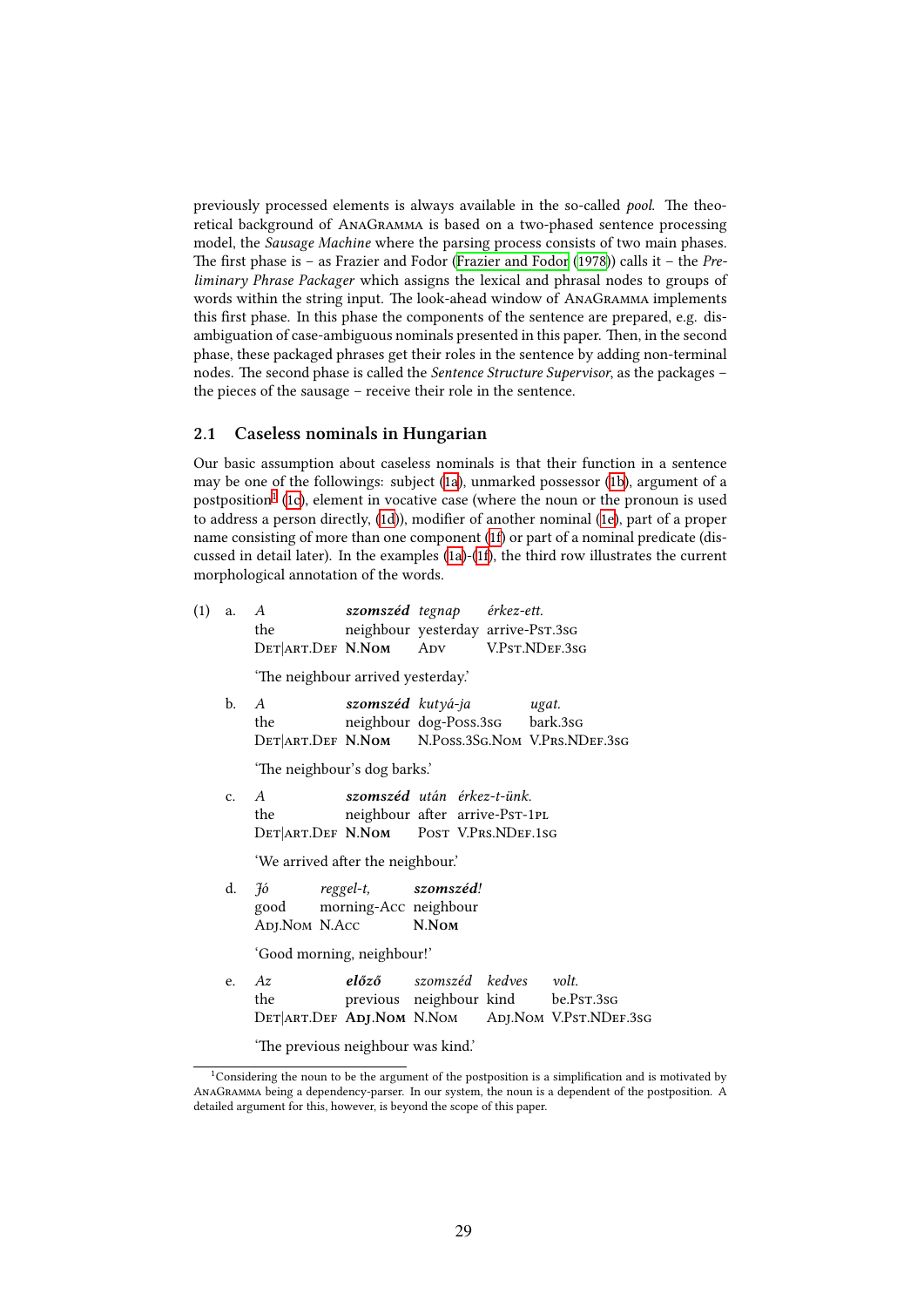previously processed elements is always available in the so-called *pool*. The theoretical background of AnaGramma is based on a two-phased sentence processing model, the *Sausage Machine* where the parsing process consists of two main phases. The first phase is – as Frazier and Fodor (Frazier and Fodor (1978)) calls it – the *Preliminary Phrase Packager* which assigns the lexical and phrasal nodes to groups of words within the string input. The look-ahead window of AnaGramma implements this first phase. In this phase the components of the sentence are prepared, e.g. disambiguation of case-ambiguous nominals presented in this paper. Then, in the second phase, these packaged phrases get their roles in the sentence by adding non-terminal nodes. The second phase is called the *Sentence Structure Supervisor*, as the packages – the pieces of the sausage – receive their role in the sentence.

## 2.1 Caseless nominals in Hungarian

Our basic assumption about caseless nominals is that their function in a sentence may be one of the followings: subject (1a), unmarked possessor (1b), argument of a postposition[1] (1c), element in vocative case (where the noun or the pronoun is used to address a person directly, (1d)), modifier of another nominal (1e), part of a proper name consisting of more than one component (1f) or part of a nominal predicate (discussed in detail later). In the examples (1a)-(1f), the third row illustrates the current morphological annotation of the words.

(1) a.

| *A* | ***szomszéd*** | *tegnap* | *érkez-ett.* |
|---|---|---|---|
| the | neighbour | yesterday | arrive-PST.3SG |
| DET\|ART.DEF | **N.NOM** | ADV | V.PST.NDEF.3SG |

'The neighbour arrived yesterday.'

b.

| *A* | ***szomszéd*** | *kutyá-ja* | *ugat.* |
|---|---|---|---|
| the | neighbour | dog-POSS.3SG | bark.3SG |
| DET\|ART.DEF | **N.NOM** | N.POSS.3SG.NOM | V.PRS.NDEF.3SG |

'The neighbour's dog barks.'

c.

| *A* | ***szomszéd*** | *után* | *érkez-t-ünk.* |
|---|---|---|---|
| the | neighbour | after | arrive-PST-1PL |
| DET\|ART.DEF | **N.NOM** | POST | V.PRS.NDEF.1SG |

'We arrived after the neighbour.'

d.

| *Jó* | *reggel-t,* | ***szomszéd!*** |
|---|---|---|
| good | morning-ACC | neighbour |
| ADJ.NOM | N.ACC | **N.NOM** |

'Good morning, neighbour!'

e.

| *Az* | ***előző*** | *szomszéd* | *kedves* | *volt.* |
|---|---|---|---|---|
| the | previous | neighbour | kind | be.PST.3SG |
| DET\|ART.DEF | **ADJ.NOM** | N.NOM | ADJ.NOM | V.PST.NDEF.3SG |

'The previous neighbour was kind.'

[1] Considering the noun to be the argument of the postposition is a simplification and is motivated by AnaGramma being a dependency-parser. In our system, the noun is a dependent of the postposition. A detailed argument for this, however, is beyond the scope of this paper.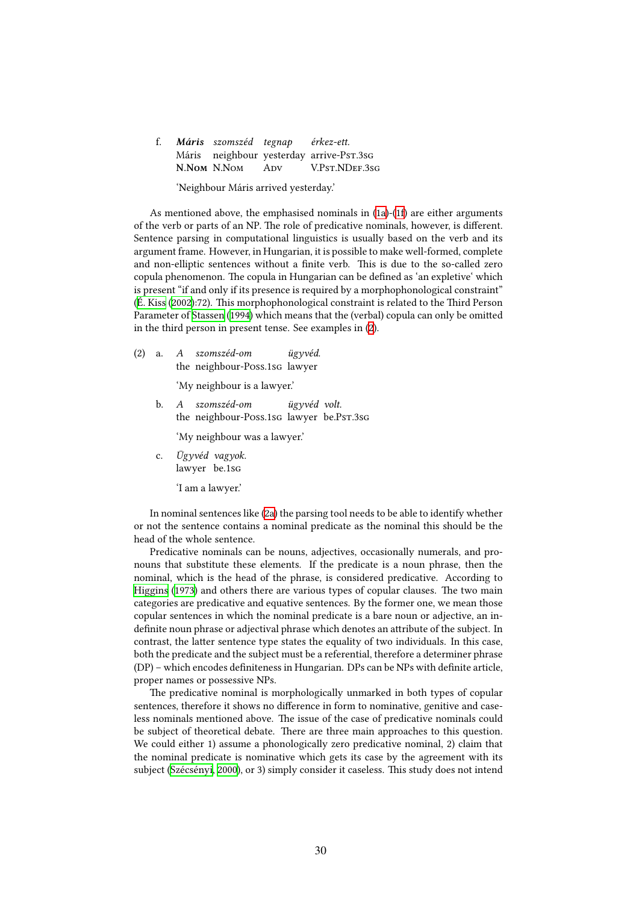f. ***Máris*** *szomszéd* *tegnap* *érkez-ett.*
   Máris neighbour yesterday arrive-Pst.3sg
   **N.Nom** N.Nom Adv V.Pst.NDef.3sg

   'Neighbour Máris arrived yesterday.'

As mentioned above, the emphasised nominals in (1a)-(1f) are either arguments of the verb or parts of an NP. The role of predicative nominals, however, is different. Sentence parsing in computational linguistics is usually based on the verb and its argument frame. However, in Hungarian, it is possible to make well-formed, complete and non-elliptic sentences without a finite verb. This is due to the so-called zero copula phenomenon. The copula in Hungarian can be defined as 'an expletive' which is present "if and only if its presence is required by a morphophonological constraint" (É. Kiss (2002):72). This morphophonological constraint is related to the Third Person Parameter of Stassen (1994) which means that the (verbal) copula can only be omitted in the third person in present tense. See examples in (2).

(2) a. *A* *szomszéd-om* *ügyvéd.*
   the neighbour-Poss.1sg lawyer

   'My neighbour is a lawyer.'

b. *A* *szomszéd-om* *ügyvéd* *volt.*
   the neighbour-Poss.1sg lawyer be.Pst.3sg

   'My neighbour was a lawyer.'

c. *Ügyvéd* *vagyok.*
   lawyer be.1sg

   'I am a lawyer.'

In nominal sentences like (2a) the parsing tool needs to be able to identify whether or not the sentence contains a nominal predicate as the nominal this should be the head of the whole sentence.

Predicative nominals can be nouns, adjectives, occasionally numerals, and pronouns that substitute these elements. If the predicate is a noun phrase, then the nominal, which is the head of the phrase, is considered predicative. According to Higgins (1973) and others there are various types of copular clauses. The two main categories are predicative and equative sentences. By the former one, we mean those copular sentences in which the nominal predicate is a bare noun or adjective, an indefinite noun phrase or adjectival phrase which denotes an attribute of the subject. In contrast, the latter sentence type states the equality of two individuals. In this case, both the predicate and the subject must be a referential, therefore a determiner phrase (DP) – which encodes definiteness in Hungarian. DPs can be NPs with definite article, proper names or possessive NPs.

The predicative nominal is morphologically unmarked in both types of copular sentences, therefore it shows no difference in form to nominative, genitive and caseless nominals mentioned above. The issue of the case of predicative nominals could be subject of theoretical debate. There are three main approaches to this question. We could either 1) assume a phonologically zero predicative nominal, 2) claim that the nominal predicate is nominative which gets its case by the agreement with its subject (Szécsényi, 2000), or 3) simply consider it caseless. This study does not intend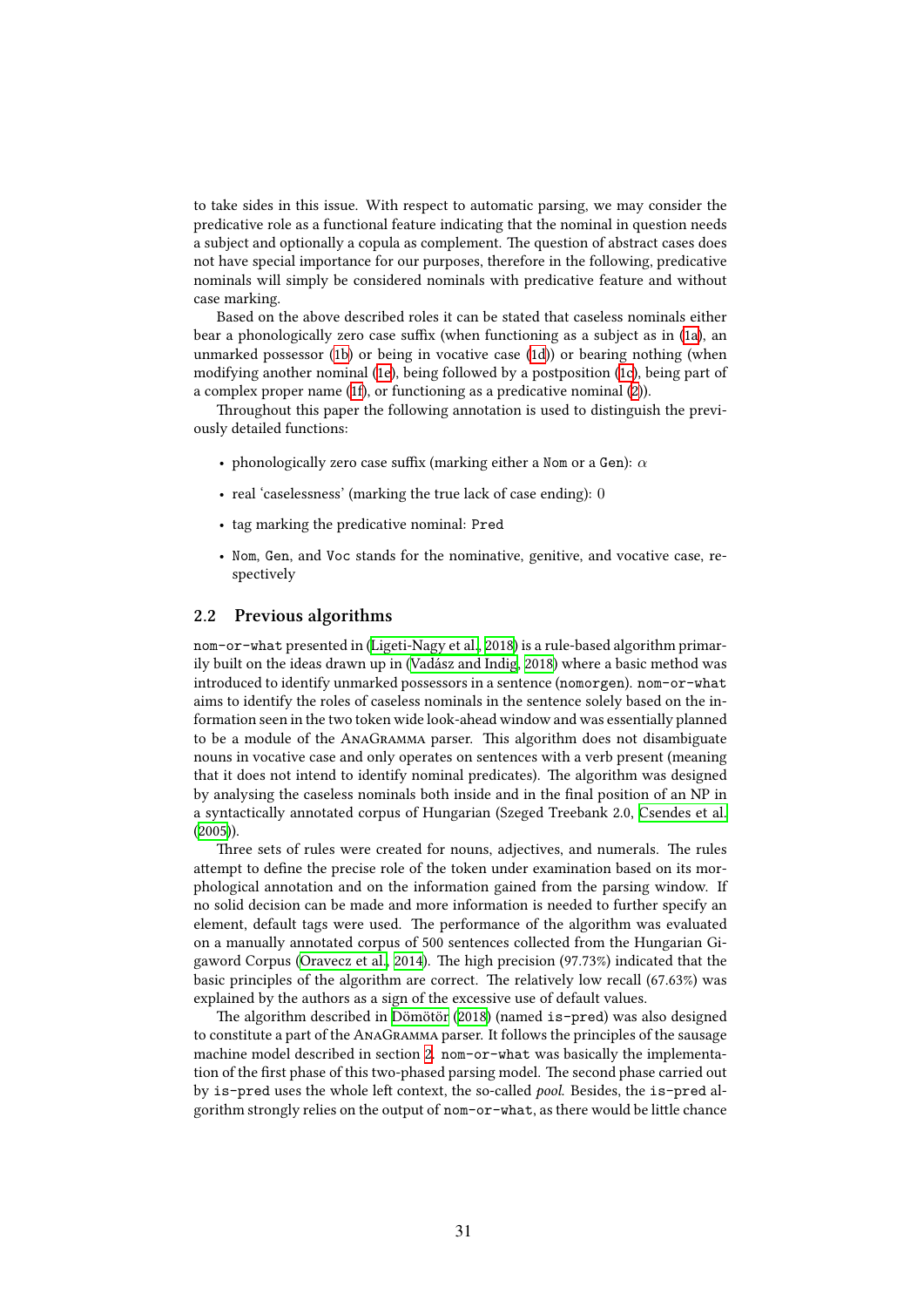to take sides in this issue. With respect to automatic parsing, we may consider the predicative role as a functional feature indicating that the nominal in question needs a subject and optionally a copula as complement. The question of abstract cases does not have special importance for our purposes, therefore in the following, predicative nominals will simply be considered nominals with predicative feature and without case marking.

Based on the above described roles it can be stated that caseless nominals either bear a phonologically zero case suffix (when functioning as a subject as in (1a), an unmarked possessor (1b) or being in vocative case (1d)) or bearing nothing (when modifying another nominal (1e), being followed by a postposition (1c), being part of a complex proper name (1f), or functioning as a predicative nominal (2)).

Throughout this paper the following annotation is used to distinguish the previously detailed functions:

- phonologically zero case suffix (marking either a `Nom` or a `Gen`): $\alpha$
- real 'caselessness' (marking the true lack of case ending): 0
- tag marking the predicative nominal: `Pred`
- `Nom`, `Gen`, and `Voc` stands for the nominative, genitive, and vocative case, respectively

## 2.2 Previous algorithms

`nom-or-what` presented in (Ligeti-Nagy et al., 2018) is a rule-based algorithm primarily built on the ideas drawn up in (Vadász and Indig, 2018) where a basic method was introduced to identify unmarked possessors in a sentence (`nomorgen`). `nom-or-what` aims to identify the roles of caseless nominals in the sentence solely based on the information seen in the two token wide look-ahead window and was essentially planned to be a module of the AnaGramma parser. This algorithm does not disambiguate nouns in vocative case and only operates on sentences with a verb present (meaning that it does not intend to identify nominal predicates). The algorithm was designed by analysing the caseless nominals both inside and in the final position of an NP in a syntactically annotated corpus of Hungarian (Szeged Treebank 2.0, Csendes et al. (2005)).

Three sets of rules were created for nouns, adjectives, and numerals. The rules attempt to define the precise role of the token under examination based on its morphological annotation and on the information gained from the parsing window. If no solid decision can be made and more information is needed to further specify an element, default tags were used. The performance of the algorithm was evaluated on a manually annotated corpus of 500 sentences collected from the Hungarian Gigaword Corpus (Oravecz et al., 2014). The high precision (97.73%) indicated that the basic principles of the algorithm are correct. The relatively low recall (67.63%) was explained by the authors as a sign of the excessive use of default values.

The algorithm described in Dömötör (2018) (named `is-pred`) was also designed to constitute a part of the AnaGramma parser. It follows the principles of the sausage machine model described in section 2. `nom-or-what` was basically the implementation of the first phase of this two-phased parsing model. The second phase carried out by `is-pred` uses the whole left context, the so-called *pool*. Besides, the `is-pred` algorithm strongly relies on the output of `nom-or-what`, as there would be little chance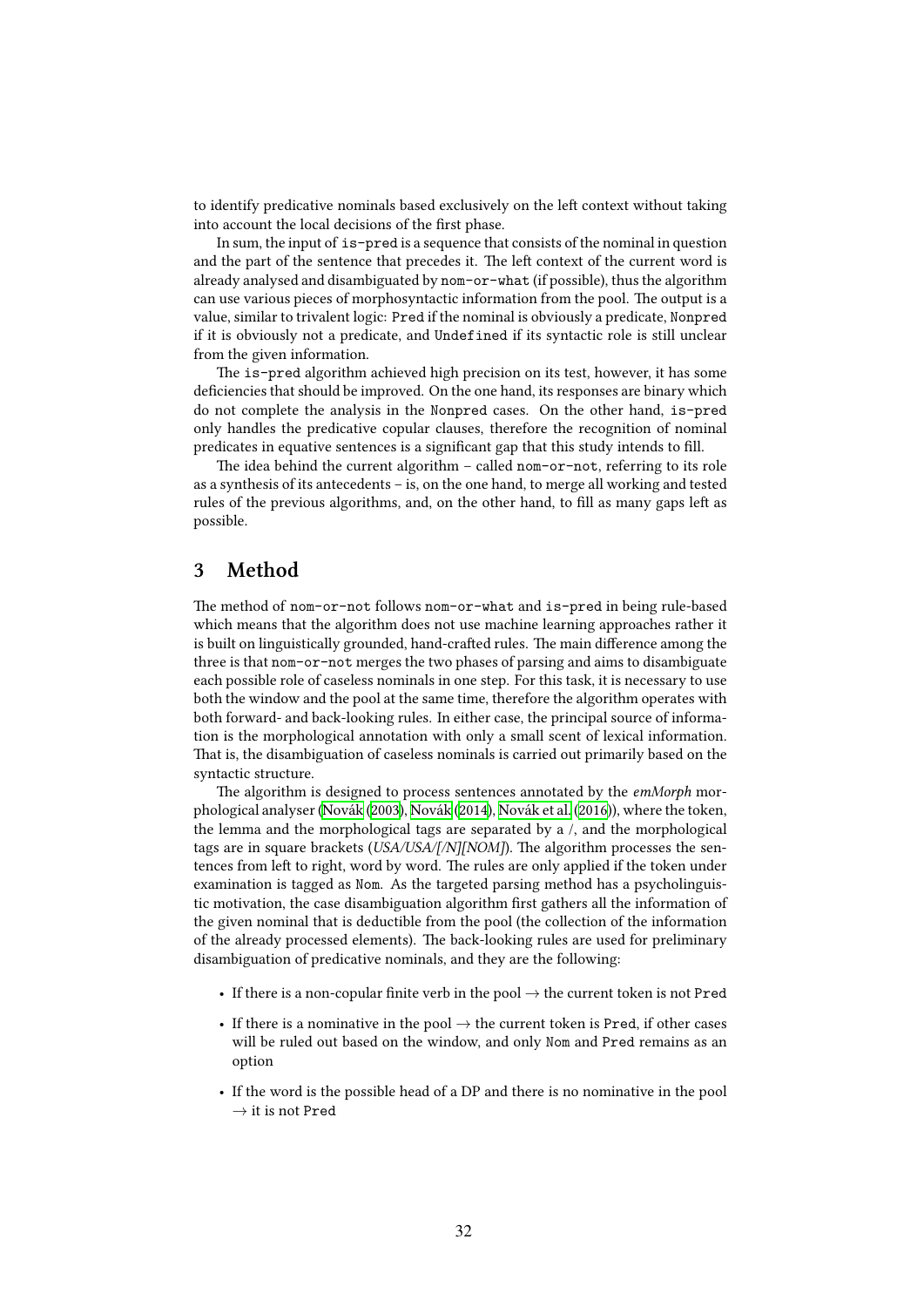to identify predicative nominals based exclusively on the left context without taking into account the local decisions of the first phase.

In sum, the input of `is-pred` is a sequence that consists of the nominal in question and the part of the sentence that precedes it. The left context of the current word is already analysed and disambiguated by `nom-or-what` (if possible), thus the algorithm can use various pieces of morphosyntactic information from the pool. The output is a value, similar to trivalent logic: `Pred` if the nominal is obviously a predicate, `Nonpred` if it is obviously not a predicate, and `Undefined` if its syntactic role is still unclear from the given information.

The `is-pred` algorithm achieved high precision on its test, however, it has some deficiencies that should be improved. On the one hand, its responses are binary which do not complete the analysis in the `Nonpred` cases. On the other hand, `is-pred` only handles the predicative copular clauses, therefore the recognition of nominal predicates in equative sentences is a significant gap that this study intends to fill.

The idea behind the current algorithm – called `nom-or-not`, referring to its role as a synthesis of its antecedents – is, on the one hand, to merge all working and tested rules of the previous algorithms, and, on the other hand, to fill as many gaps left as possible.

## 3 Method

The method of `nom-or-not` follows `nom-or-what` and `is-pred` in being rule-based which means that the algorithm does not use machine learning approaches rather it is built on linguistically grounded, hand-crafted rules. The main difference among the three is that `nom-or-not` merges the two phases of parsing and aims to disambiguate each possible role of caseless nominals in one step. For this task, it is necessary to use both the window and the pool at the same time, therefore the algorithm operates with both forward- and back-looking rules. In either case, the principal source of information is the morphological annotation with only a small scent of lexical information. That is, the disambiguation of caseless nominals is carried out primarily based on the syntactic structure.

The algorithm is designed to process sentences annotated by the *emMorph* morphological analyser (Novák (2003), Novák (2014), Novák et al. (2016)), where the token, the lemma and the morphological tags are separated by a /, and the morphological tags are in square brackets (*USA/USA/[/N][NOM]*). The algorithm processes the sentences from left to right, word by word. The rules are only applied if the token under examination is tagged as `Nom`. As the targeted parsing method has a psycholinguistic motivation, the case disambiguation algorithm first gathers all the information of the given nominal that is deductible from the pool (the collection of the information of the already processed elements). The back-looking rules are used for preliminary disambiguation of predicative nominals, and they are the following:

- If there is a non-copular finite verb in the pool → the current token is not `Pred`
- If there is a nominative in the pool → the current token is `Pred`, if other cases will be ruled out based on the window, and only `Nom` and `Pred` remains as an option
- If the word is the possible head of a DP and there is no nominative in the pool → it is not `Pred`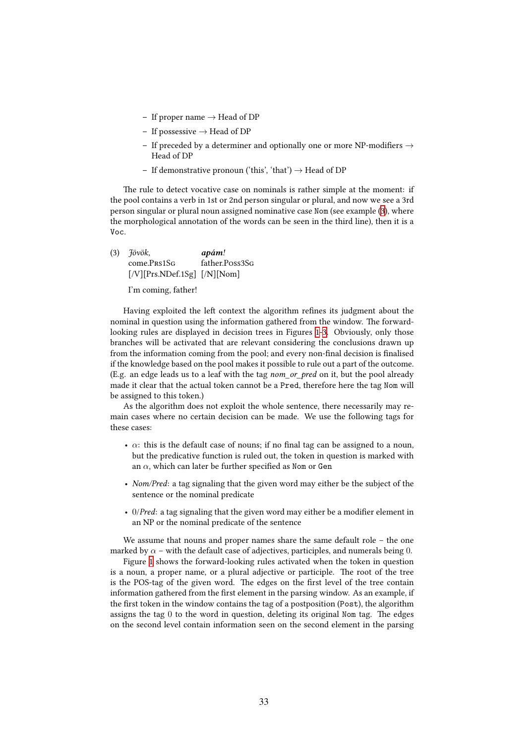- If proper name → Head of DP
- If possessive → Head of DP
- If preceded by a determiner and optionally one or more NP-modifiers → Head of DP
- If demonstrative pronoun ('this', 'that') → Head of DP

The rule to detect vocative case on nominals is rather simple at the moment: if the pool contains a verb in 1st or 2nd person singular or plural, and now we see a 3rd person singular or plural noun assigned nominative case `Nom` (see example (3), where the morphological annotation of the words can be seen in the third line), then it is a `Voc`.

(3) *Jövök,* **_apám!_**
come.PRS1SG father.POSS3SG
[/V][Prs.NDef.1Sg] [/N][Nom]

I'm coming, father!

Having exploited the left context the algorithm refines its judgment about the nominal in question using the information gathered from the window. The forward-looking rules are displayed in decision trees in Figures 1–3. Obviously, only those branches will be activated that are relevant considering the conclusions drawn up from the information coming from the pool; and every non-final decision is finalised if the knowledge based on the pool makes it possible to rule out a part of the outcome. (E.g. an edge leads us to a leaf with the tag *nom_or_pred* on it, but the pool already made it clear that the actual token cannot be a `Pred`, therefore here the tag `Nom` will be assigned to this token.)

As the algorithm does not exploit the whole sentence, there necessarily may remain cases where no certain decision can be made. We use the following tags for these cases:

- $\alpha$: this is the default case of nouns; if no final tag can be assigned to a noun, but the predicative function is ruled out, the token in question is marked with an $\alpha$, which can later be further specified as `Nom` or `Gen`
- *Nom/Pred*: a tag signaling that the given word may either be the subject of the sentence or the nominal predicate
- 0/*Pred*: a tag signaling that the given word may either be a modifier element in an NP or the nominal predicate of the sentence

We assume that nouns and proper names share the same default role – the one marked by $\alpha$ – with the default case of adjectives, participles, and numerals being 0.

Figure 1 shows the forward-looking rules activated when the token in question is a noun, a proper name, or a plural adjective or participle. The root of the tree is the POS-tag of the given word. The edges on the first level of the tree contain information gathered from the first element in the parsing window. As an example, if the first token in the window contains the tag of a postposition (`Post`), the algorithm assigns the tag 0 to the word in question, deleting its original `Nom` tag. The edges on the second level contain information seen on the second element in the parsing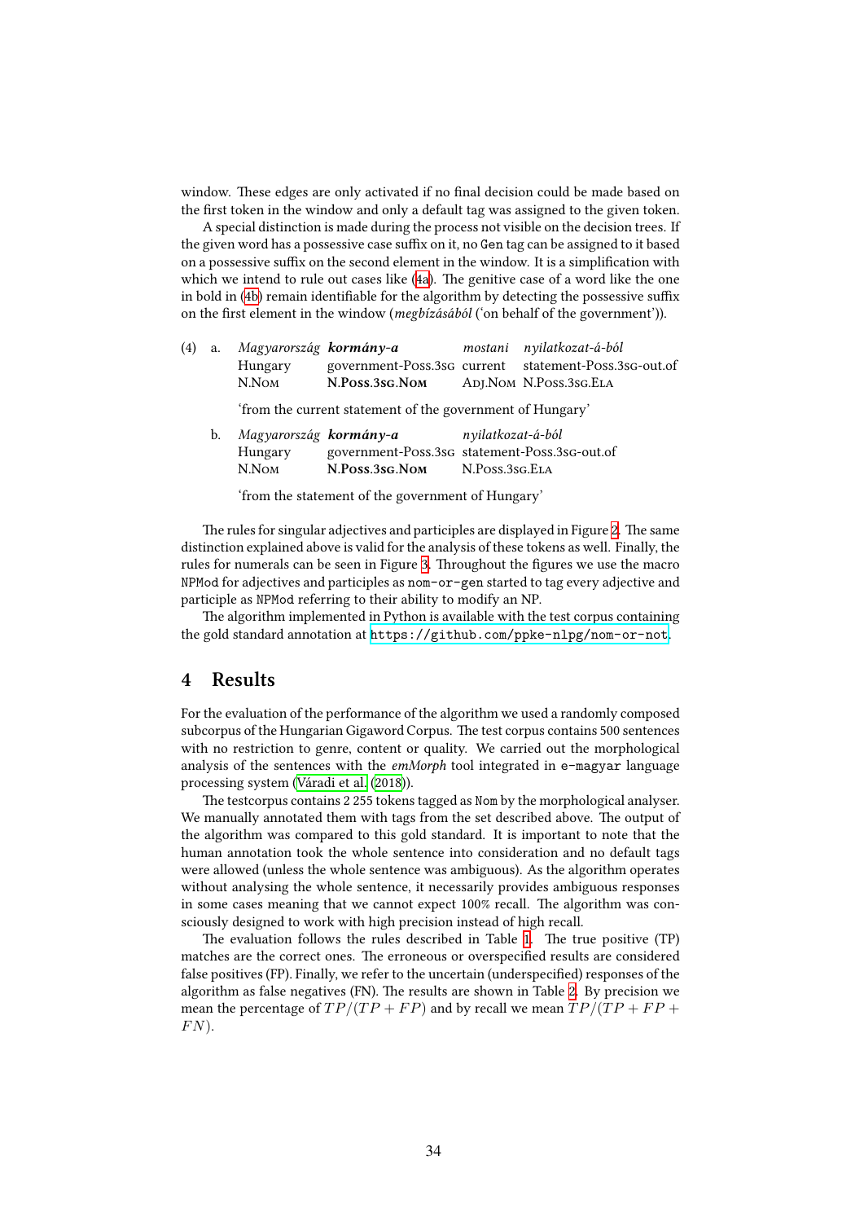window. These edges are only activated if no final decision could be made based on the first token in the window and only a default tag was assigned to the given token.

A special distinction is made during the process not visible on the decision trees. If the given word has a possessive case suffix on it, no `Gen` tag can be assigned to it based on a possessive suffix on the second element in the window. It is a simplification with which we intend to rule out cases like (4a). The genitive case of a word like the one in bold in (4b) remain identifiable for the algorithm by detecting the possessive suffix on the first element in the window (*megbízásából* ('on behalf of the government')).

(4) a. *Magyarország* ***kormány-a*** *mostani* *nyilatkozat-á-ból*
   Hungary government-Poss.3sg current statement-Poss.3sg-out.of
   N.Nom **N.Poss.3sg.Nom** Adj.Nom N.Poss.3sg.Ela

   'from the current statement of the government of Hungary'

b. *Magyarország* ***kormány-a*** *nyilatkozat-á-ból*
   Hungary government-Poss.3sg statement-Poss.3sg-out.of
   N.Nom **N.Poss.3sg.Nom** N.Poss.3sg.Ela

   'from the statement of the government of Hungary'

The rules for singular adjectives and participles are displayed in Figure 2. The same distinction explained above is valid for the analysis of these tokens as well. Finally, the rules for numerals can be seen in Figure 3. Throughout the figures we use the macro `NPMod` for adjectives and participles as `nom-or-gen` started to tag every adjective and participle as `NPMod` referring to their ability to modify an NP.

The algorithm implemented in Python is available with the test corpus containing the gold standard annotation at `https://github.com/ppke-nlpg/nom-or-not`.

## 4 Results

For the evaluation of the performance of the algorithm we used a randomly composed subcorpus of the Hungarian Gigaword Corpus. The test corpus contains 500 sentences with no restriction to genre, content or quality. We carried out the morphological analysis of the sentences with the *emMorph* tool integrated in `e-magyar` language processing system (Váradi et al. (2018)).

The testcorpus contains 2 255 tokens tagged as `Nom` by the morphological analyser. We manually annotated them with tags from the set described above. The output of the algorithm was compared to this gold standard. It is important to note that the human annotation took the whole sentence into consideration and no default tags were allowed (unless the whole sentence was ambiguous). As the algorithm operates without analysing the whole sentence, it necessarily provides ambiguous responses in some cases meaning that we cannot expect 100% recall. The algorithm was consciously designed to work with high precision instead of high recall.

The evaluation follows the rules described in Table 1. The true positive (TP) matches are the correct ones. The erroneous or overspecified results are considered false positives (FP). Finally, we refer to the uncertain (underspecified) responses of the algorithm as false negatives (FN). The results are shown in Table 2. By precision we mean the percentage of $TP/(TP + FP)$ and by recall we mean $TP/(TP + FP + FN)$.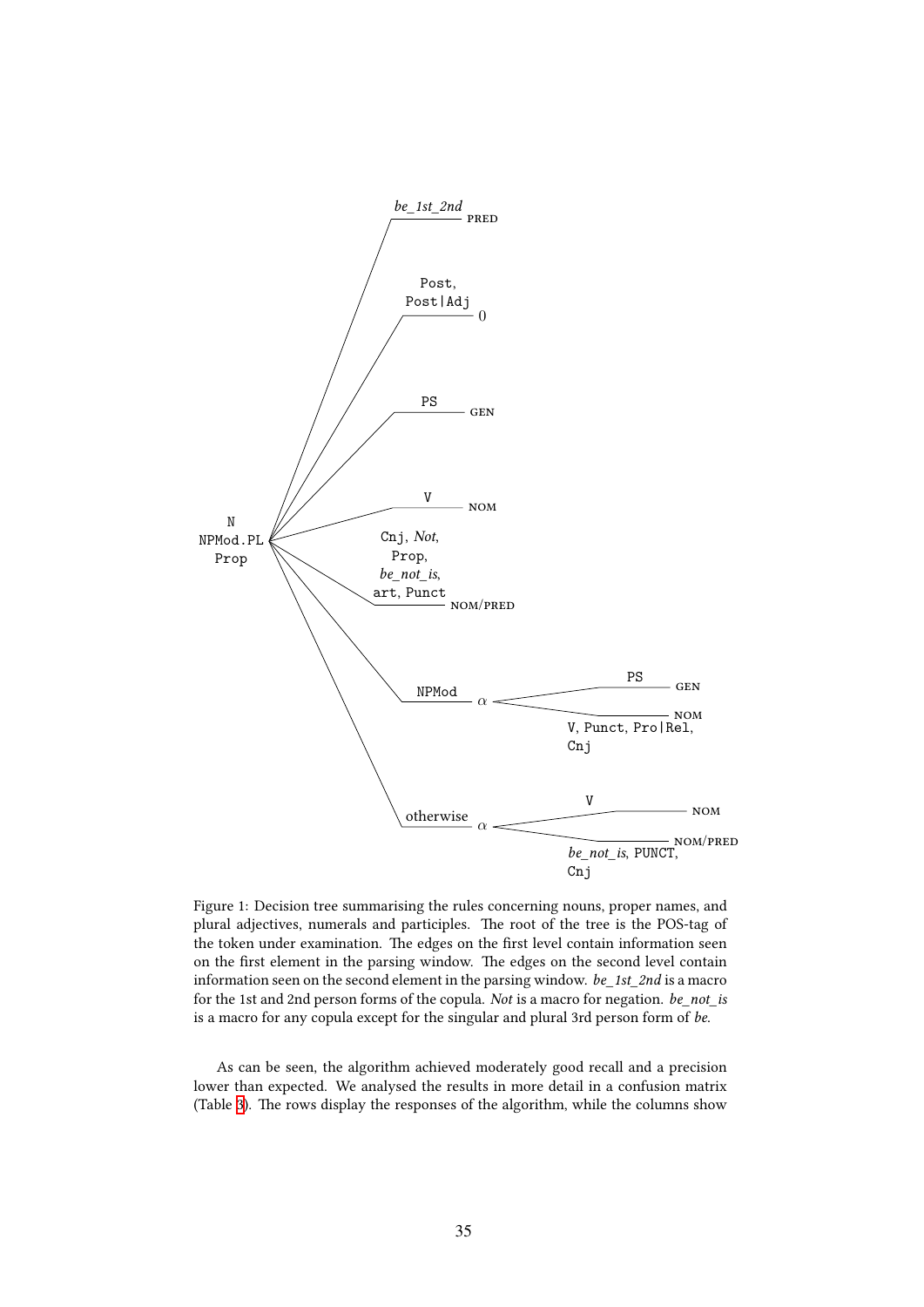Figure 1: Decision tree summarising the rules concerning nouns, proper names, and plural adjectives, numerals and participles. The root of the tree is the POS-tag of the token under examination. The edges on the first level contain information seen on the first element in the parsing window. The edges on the second level contain information seen on the second element in the parsing window. *be_1st_2nd* is a macro for the 1st and 2nd person forms of the copula. *Not* is a macro for negation. *be_not_is* is a macro for any copula except for the singular and plural 3rd person form of *be.*

As can be seen, the algorithm achieved moderately good recall and a precision lower than expected. We analysed the results in more detail in a confusion matrix (Table 3). The rows display the responses of the algorithm, while the columns show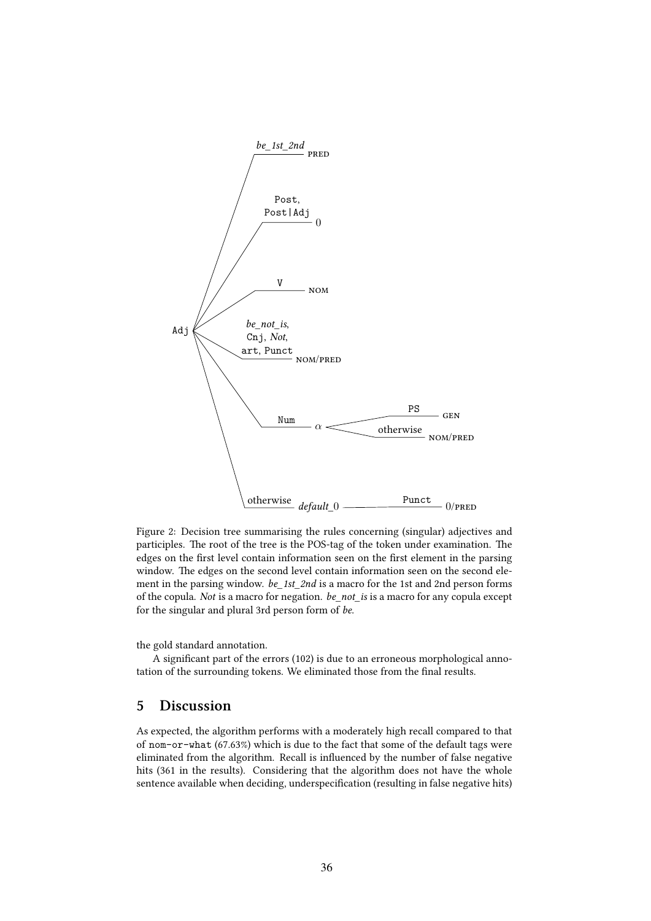- Adj
  - *be_1st_2nd* → PRED
  - Post, Post|Adj → 0
  - V → NOM
  - *be_not_is*, Cnj, *Not*, art, Punct → NOM/PRED
  - Num → $\alpha$
    - PS → GEN
    - otherwise → NOM/PRED
  - otherwise → *default*_0
    - Punct → 0/PRED

Figure 2: Decision tree summarising the rules concerning (singular) adjectives and participles. The root of the tree is the POS-tag of the token under examination. The edges on the first level contain information seen on the first element in the parsing window. The edges on the second level contain information seen on the second element in the parsing window. *be_1st_2nd* is a macro for the 1st and 2nd person forms of the copula. *Not* is a macro for negation. *be_not_is* is a macro for any copula except for the singular and plural 3rd person form of *be*.

the gold standard annotation.

A significant part of the errors (102) is due to an erroneous morphological annotation of the surrounding tokens. We eliminated those from the final results.

## 5 Discussion

As expected, the algorithm performs with a moderately high recall compared to that of `nom-or-what` (67.63%) which is due to the fact that some of the default tags were eliminated from the algorithm. Recall is influenced by the number of false negative hits (361 in the results). Considering that the algorithm does not have the whole sentence available when deciding, underspecification (resulting in false negative hits)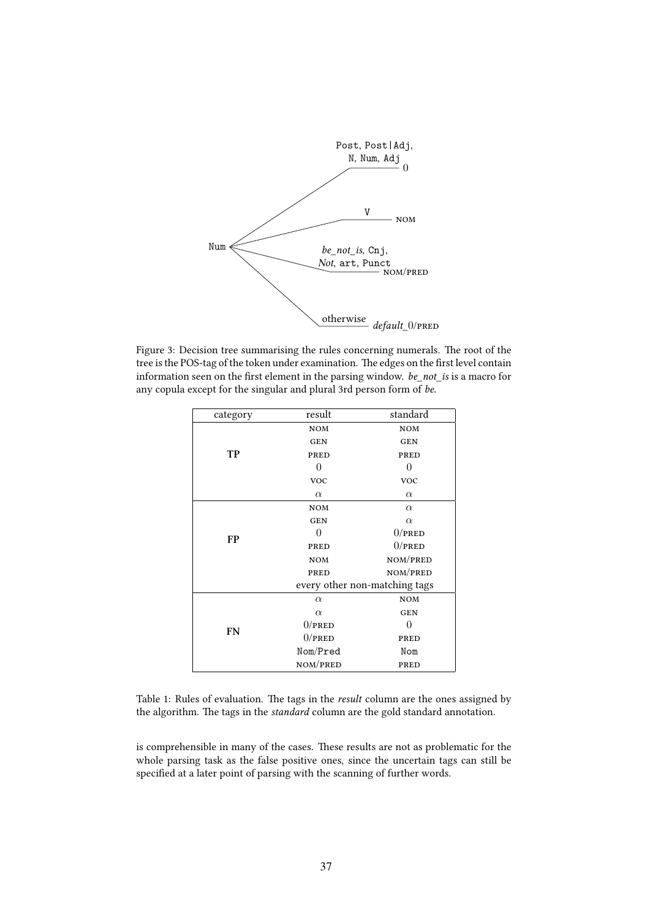Figure 3: Decision tree summarising the rules concerning numerals. The root of the tree is the POS-tag of the token under examination. The edges on the first level contain information seen on the first element in the parsing window. *be_not_is* is a macro for any copula except for the singular and plural 3rd person form of *be*.

| category | result | standard |
|---|---|---|
| **TP** | NOM | NOM |
| | GEN | GEN |
| | PRED | PRED |
| | 0 | 0 |
| | VOC | VOC |
| | $\alpha$ | $\alpha$ |
| **FP** | NOM | $\alpha$ |
| | GEN | $\alpha$ |
| | 0 | 0/PRED |
| | PRED | 0/PRED |
| | NOM | NOM/PRED |
| | PRED | NOM/PRED |
| | every other non-matching tags | |
| **FN** | $\alpha$ | NOM |
| | $\alpha$ | GEN |
| | 0/PRED | 0 |
| | 0/PRED | PRED |
| | Nom/Pred | Nom |
| | NOM/PRED | PRED |

Table 1: Rules of evaluation. The tags in the *result* column are the ones assigned by the algorithm. The tags in the *standard* column are the gold standard annotation.

is comprehensible in many of the cases. These results are not as problematic for the whole parsing task as the false positive ones, since the uncertain tags can still be specified at a later point of parsing with the scanning of further words.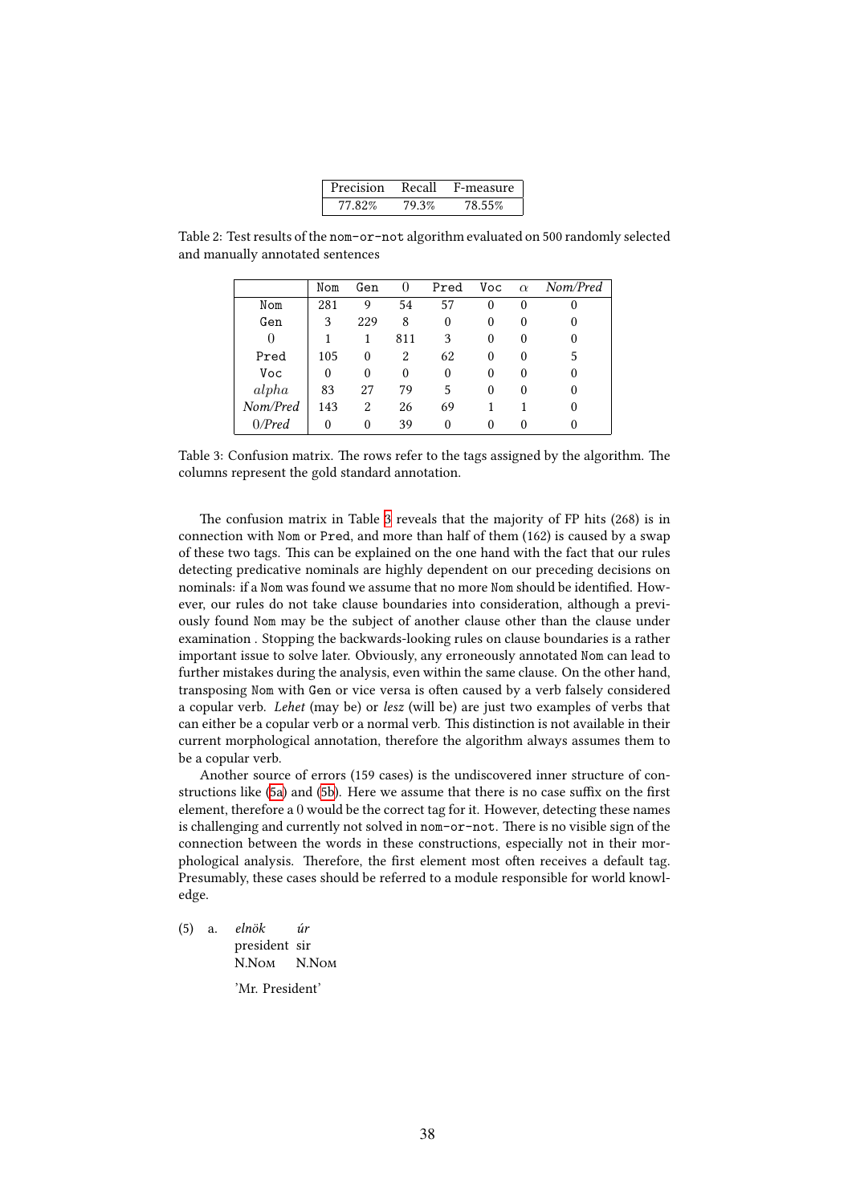| Precision | Recall | F-measure |
|---|---|---|
| 77.82% | 79.3% | 78.55% |

Table 2: Test results of the `nom-or-not` algorithm evaluated on 500 randomly selected and manually annotated sentences

| | Nom | Gen | 0 | Pred | Voc | $\alpha$ | *Nom/Pred* |
|---|---|---|---|---|---|---|---|
| Nom | 281 | 9 | 54 | 57 | 0 | 0 | 0 |
| Gen | 3 | 229 | 8 | 0 | 0 | 0 | 0 |
| 0 | 1 | 1 | 811 | 3 | 0 | 0 | 0 |
| Pred | 105 | 0 | 2 | 62 | 0 | 0 | 5 |
| Voc | 0 | 0 | 0 | 0 | 0 | 0 | 0 |
| *alpha* | 83 | 27 | 79 | 5 | 0 | 0 | 0 |
| *Nom/Pred* | 143 | 2 | 26 | 69 | 1 | 1 | 0 |
| *0/Pred* | 0 | 0 | 39 | 0 | 0 | 0 | 0 |

Table 3: Confusion matrix. The rows refer to the tags assigned by the algorithm. The columns represent the gold standard annotation.

The confusion matrix in Table 3 reveals that the majority of FP hits (268) is in connection with Nom or Pred, and more than half of them (162) is caused by a swap of these two tags. This can be explained on the one hand with the fact that our rules detecting predicative nominals are highly dependent on our preceding decisions on nominals: if a Nom was found we assume that no more Nom should be identified. However, our rules do not take clause boundaries into consideration, although a previously found Nom may be the subject of another clause other than the clause under examination . Stopping the backwards-looking rules on clause boundaries is a rather important issue to solve later. Obviously, any erroneously annotated Nom can lead to further mistakes during the analysis, even within the same clause. On the other hand, transposing Nom with Gen or vice versa is often caused by a verb falsely considered a copular verb. *Lehet* (may be) or *lesz* (will be) are just two examples of verbs that can either be a copular verb or a normal verb. This distinction is not available in their current morphological annotation, therefore the algorithm always assumes them to be a copular verb.

Another source of errors (159 cases) is the undiscovered inner structure of constructions like (5a) and (5b). Here we assume that there is no case suffix on the first element, therefore a 0 would be the correct tag for it. However, detecting these names is challenging and currently not solved in `nom-or-not`. There is no visible sign of the connection between the words in these constructions, especially not in their morphological analysis. Therefore, the first element most often receives a default tag. Presumably, these cases should be referred to a module responsible for world knowledge.

(5) a. *elnök* *úr*
   president sir
   N.Nom N.Nom
   'Mr. President'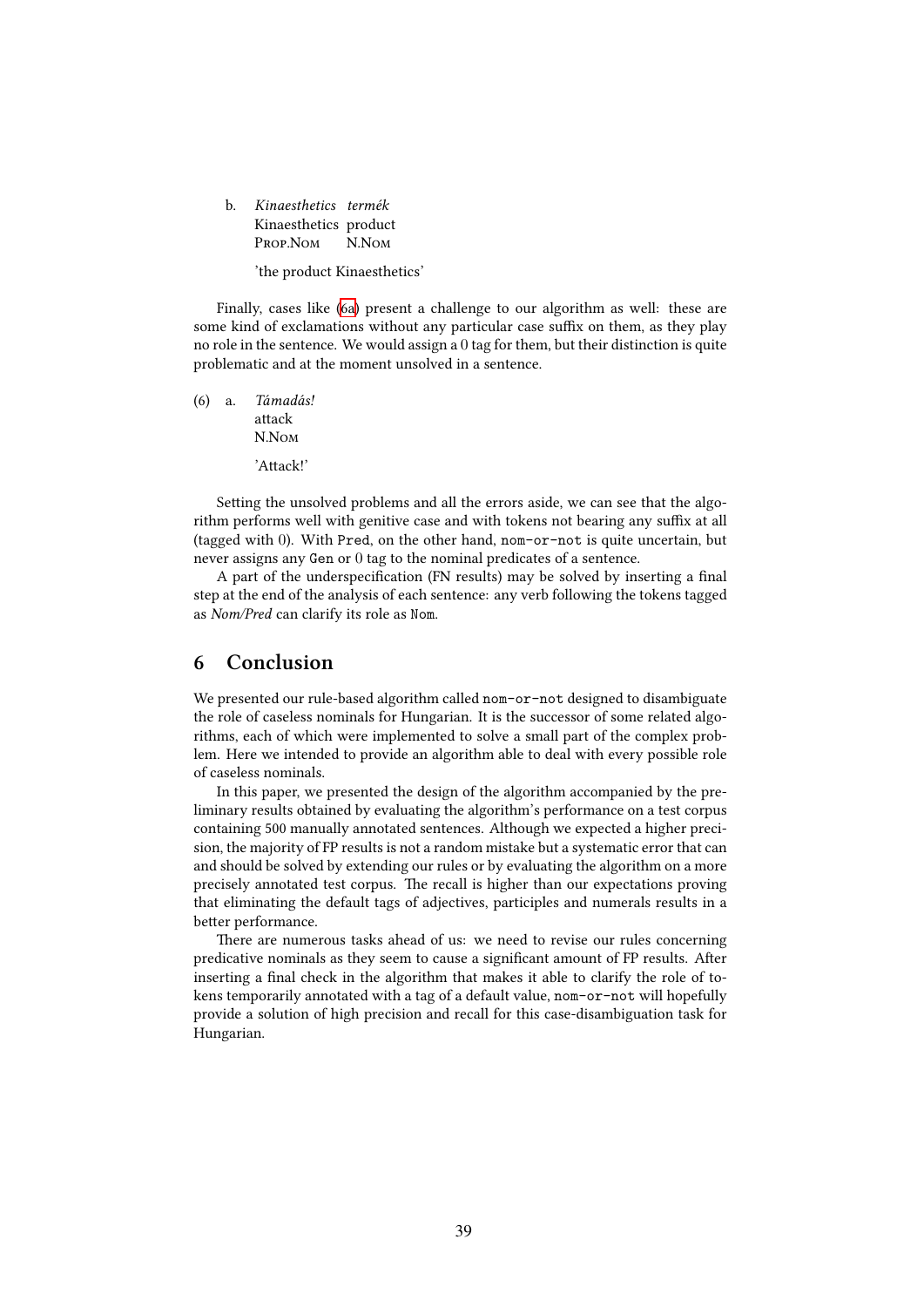b. *Kinaesthetics termék*  
Kinaesthetics product  
PROP.NOM N.NOM

'the product Kinaesthetics'

Finally, cases like (6a) present a challenge to our algorithm as well: these are some kind of exclamations without any particular case suffix on them, as they play no role in the sentence. We would assign a 0 tag for them, but their distinction is quite problematic and at the moment unsolved in a sentence.

(6) a. *Támadás!*  
attack  
N.NOM

'Attack!'

Setting the unsolved problems and all the errors aside, we can see that the algorithm performs well with genitive case and with tokens not bearing any suffix at all (tagged with 0). With `Pred`, on the other hand, `nom-or-not` is quite uncertain, but never assigns any `Gen` or 0 tag to the nominal predicates of a sentence.

A part of the underspecification (FN results) may be solved by inserting a final step at the end of the analysis of each sentence: any verb following the tokens tagged as *Nom/Pred* can clarify its role as `Nom`.

# 6 Conclusion

We presented our rule-based algorithm called `nom-or-not` designed to disambiguate the role of caseless nominals for Hungarian. It is the successor of some related algorithms, each of which were implemented to solve a small part of the complex problem. Here we intended to provide an algorithm able to deal with every possible role of caseless nominals.

In this paper, we presented the design of the algorithm accompanied by the preliminary results obtained by evaluating the algorithm's performance on a test corpus containing 500 manually annotated sentences. Although we expected a higher precision, the majority of FP results is not a random mistake but a systematic error that can and should be solved by extending our rules or by evaluating the algorithm on a more precisely annotated test corpus. The recall is higher than our expectations proving that eliminating the default tags of adjectives, participles and numerals results in a better performance.

There are numerous tasks ahead of us: we need to revise our rules concerning predicative nominals as they seem to cause a significant amount of FP results. After inserting a final check in the algorithm that makes it able to clarify the role of tokens temporarily annotated with a tag of a default value, `nom-or-not` will hopefully provide a solution of high precision and recall for this case-disambiguation task for Hungarian.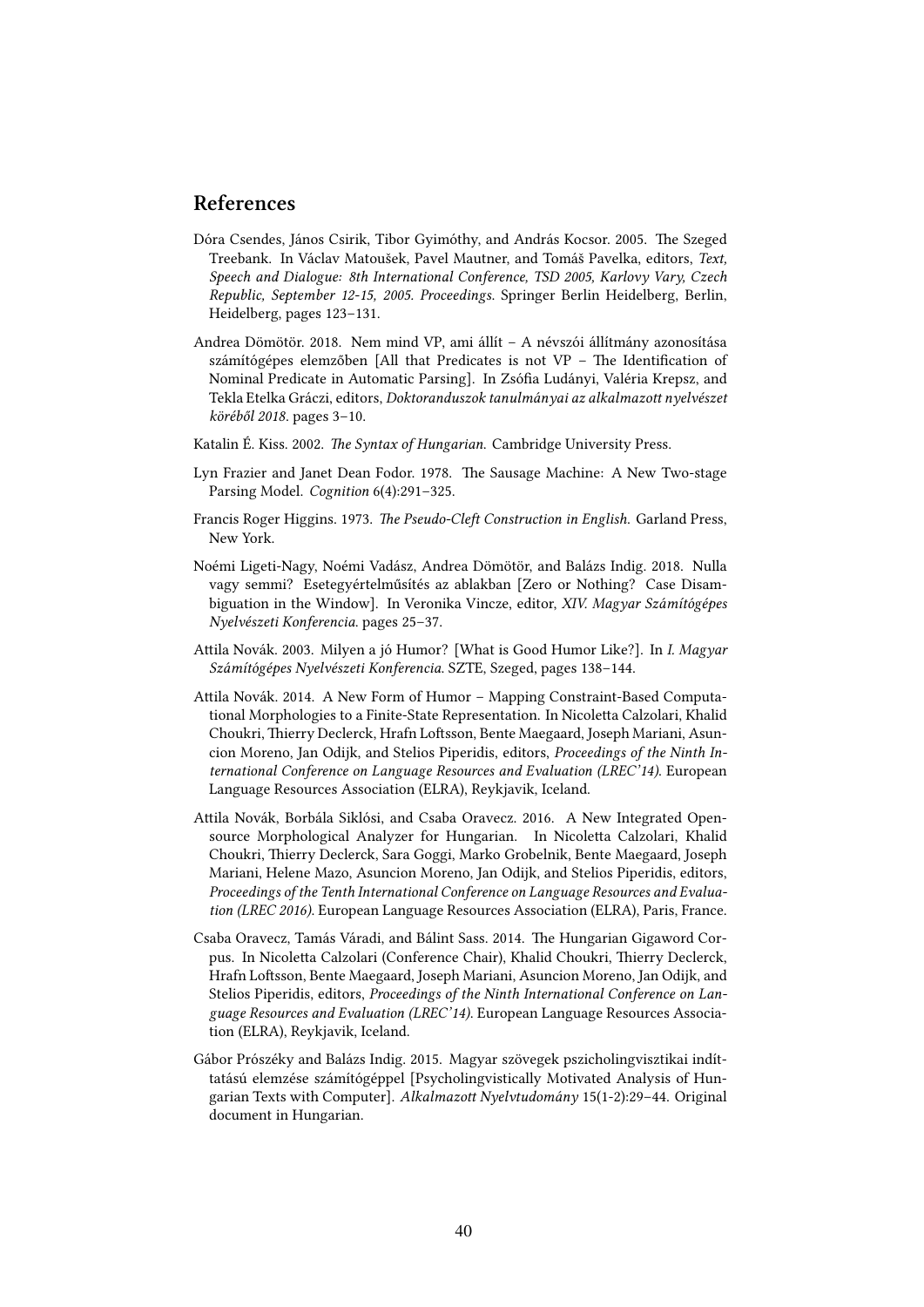## References

Dóra Csendes, János Csirik, Tibor Gyimóthy, and András Kocsor. 2005. The Szeged Treebank. In Václav Matoušek, Pavel Mautner, and Tomáš Pavelka, editors, *Text, Speech and Dialogue: 8th International Conference, TSD 2005, Karlovy Vary, Czech Republic, September 12-15, 2005. Proceedings*. Springer Berlin Heidelberg, Berlin, Heidelberg, pages 123–131.

Andrea Dömötör. 2018. Nem mind VP, ami állít – A névszói állítmány azonosítása számítógépes elemzőben [All that Predicates is not VP – The Identification of Nominal Predicate in Automatic Parsing]. In Zsófia Ludányi, Valéria Krepsz, and Tekla Etelka Gráczi, editors, *Doktoranduszok tanulmányai az alkalmazott nyelvészet köréből 2018*. pages 3–10.

Katalin É. Kiss. 2002. *The Syntax of Hungarian*. Cambridge University Press.

Lyn Frazier and Janet Dean Fodor. 1978. The Sausage Machine: A New Two-stage Parsing Model. *Cognition* 6(4):291–325.

Francis Roger Higgins. 1973. *The Pseudo-Cleft Construction in English*. Garland Press, New York.

Noémi Ligeti-Nagy, Noémi Vadász, Andrea Dömötör, and Balázs Indig. 2018. Nulla vagy semmi? Esetegyértelműsítés az ablakban [Zero or Nothing? Case Disambiguation in the Window]. In Veronika Vincze, editor, *XIV. Magyar Számítógépes Nyelvészeti Konferencia*. pages 25–37.

Attila Novák. 2003. Milyen a jó Humor? [What is Good Humor Like?]. In *I. Magyar Számítógépes Nyelvészeti Konferencia*. SZTE, Szeged, pages 138–144.

Attila Novák. 2014. A New Form of Humor – Mapping Constraint-Based Computational Morphologies to a Finite-State Representation. In Nicoletta Calzolari, Khalid Choukri, Thierry Declerck, Hrafn Loftsson, Bente Maegaard, Joseph Mariani, Asuncion Moreno, Jan Odijk, and Stelios Piperidis, editors, *Proceedings of the Ninth International Conference on Language Resources and Evaluation (LREC'14)*. European Language Resources Association (ELRA), Reykjavik, Iceland.

Attila Novák, Borbála Siklósi, and Csaba Oravecz. 2016. A New Integrated Open-source Morphological Analyzer for Hungarian. In Nicoletta Calzolari, Khalid Choukri, Thierry Declerck, Sara Goggi, Marko Grobelnik, Bente Maegaard, Joseph Mariani, Helene Mazo, Asuncion Moreno, Jan Odijk, and Stelios Piperidis, editors, *Proceedings of the Tenth International Conference on Language Resources and Evaluation (LREC 2016)*. European Language Resources Association (ELRA), Paris, France.

Csaba Oravecz, Tamás Váradi, and Bálint Sass. 2014. The Hungarian Gigaword Corpus. In Nicoletta Calzolari (Conference Chair), Khalid Choukri, Thierry Declerck, Hrafn Loftsson, Bente Maegaard, Joseph Mariani, Asuncion Moreno, Jan Odijk, and Stelios Piperidis, editors, *Proceedings of the Ninth International Conference on Language Resources and Evaluation (LREC'14)*. European Language Resources Association (ELRA), Reykjavik, Iceland.

Gábor Prószéky and Balázs Indig. 2015. Magyar szövegek pszicholingvisztikai indíttatású elemzése számítógéppel [Psycholingvistically Motivated Analysis of Hungarian Texts with Computer]. *Alkalmazott Nyelvtudomány* 15(1-2):29–44. Original document in Hungarian.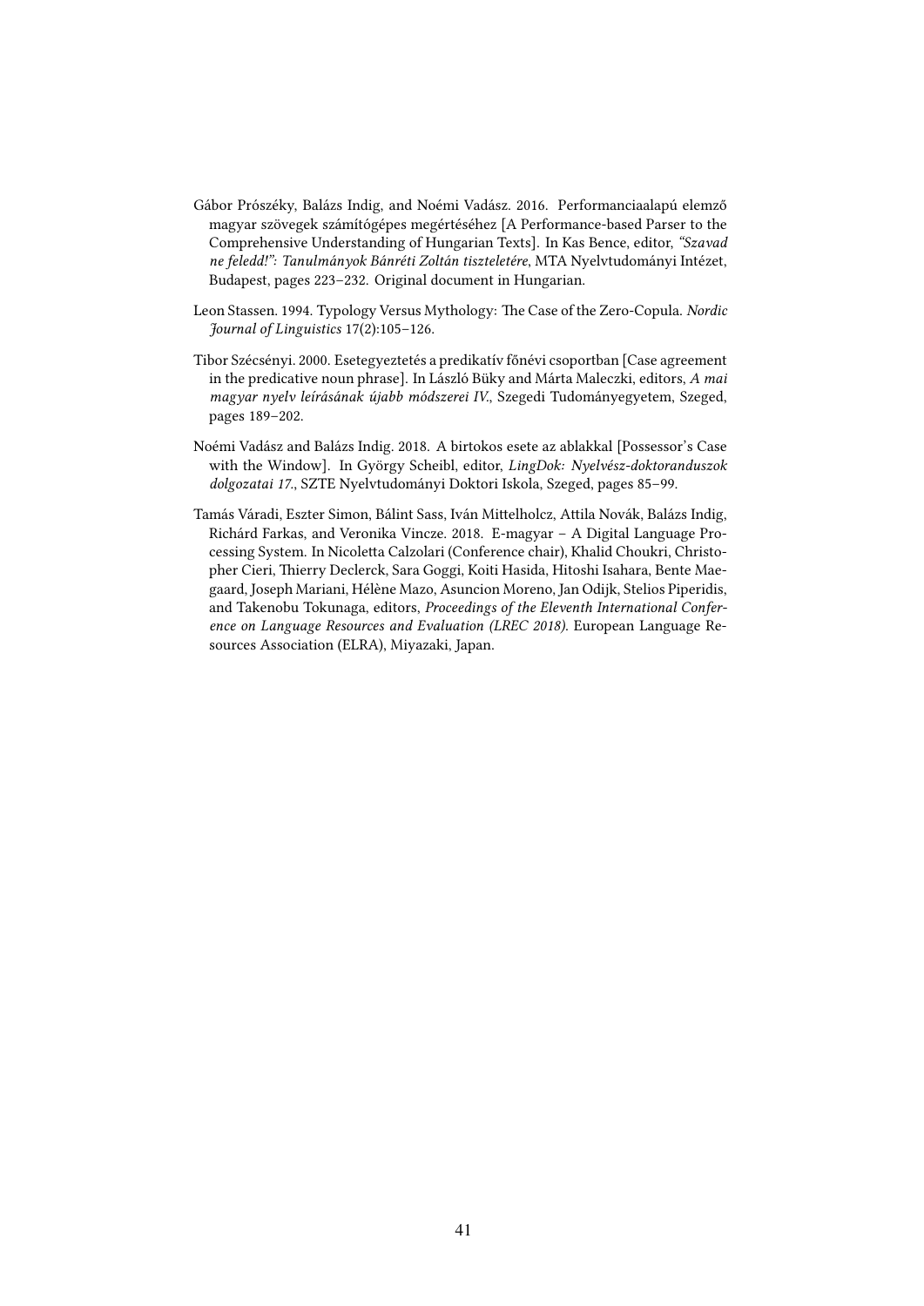Gábor Prószéky, Balázs Indig, and Noémi Vadász. 2016. Performanciaalapú elemző magyar szövegek számítógépes megértéséhez [A Performance-based Parser to the Comprehensive Understanding of Hungarian Texts]. In Kas Bence, editor, *"Szavad ne feledd!": Tanulmányok Bánréti Zoltán tiszteletére*, MTA Nyelvtudományi Intézet, Budapest, pages 223–232. Original document in Hungarian.

Leon Stassen. 1994. Typology Versus Mythology: The Case of the Zero-Copula. *Nordic Journal of Linguistics* 17(2):105–126.

Tibor Szécsényi. 2000. Esetegyeztetés a predikatív főnévi csoportban [Case agreement in the predicative noun phrase]. In László Büky and Márta Maleczki, editors, *A mai magyar nyelv leírásának újabb módszerei IV.*, Szegedi Tudományegyetem, Szeged, pages 189–202.

Noémi Vadász and Balázs Indig. 2018. A birtokos esete az ablakkal [Possessor's Case with the Window]. In György Scheibl, editor, *LingDok: Nyelvész-doktoranduszok dolgozatai 17.*, SZTE Nyelvtudományi Doktori Iskola, Szeged, pages 85–99.

Tamás Váradi, Eszter Simon, Bálint Sass, Iván Mittelholcz, Attila Novák, Balázs Indig, Richárd Farkas, and Veronika Vincze. 2018. E-magyar – A Digital Language Processing System. In Nicoletta Calzolari (Conference chair), Khalid Choukri, Christopher Cieri, Thierry Declerck, Sara Goggi, Koiti Hasida, Hitoshi Isahara, Bente Maegaard, Joseph Mariani, Hélène Mazo, Asuncion Moreno, Jan Odijk, Stelios Piperidis, and Takenobu Tokunaga, editors, *Proceedings of the Eleventh International Conference on Language Resources and Evaluation (LREC 2018)*. European Language Resources Association (ELRA), Miyazaki, Japan.